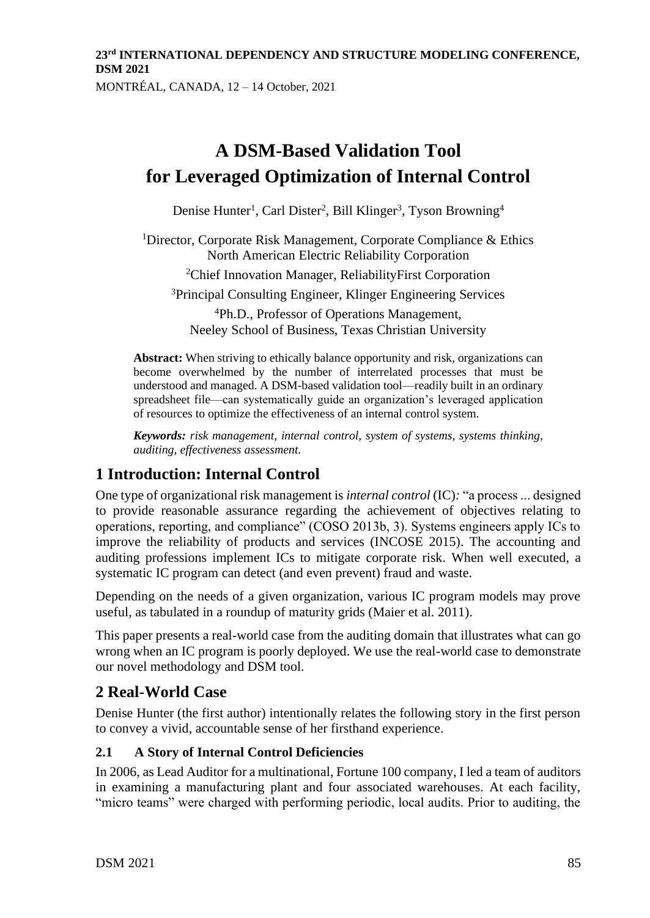**23rd INTERNATIONAL DEPENDENCY AND STRUCTURE MODELING CONFERENCE, DSM 2021**

MONTRÉAL, CANADA, 12 – 14 October, 2021

# A DSM-Based Validation Tool for Leveraged Optimization of Internal Control

Denise Hunter[1], Carl Dister[2], Bill Klinger[3], Tyson Browning[4]

[1]Director, Corporate Risk Management, Corporate Compliance & Ethics North American Electric Reliability Corporation

[2]Chief Innovation Manager, ReliabilityFirst Corporation

[3]Principal Consulting Engineer, Klinger Engineering Services

[4]Ph.D., Professor of Operations Management, Neeley School of Business, Texas Christian University

**Abstract:** When striving to ethically balance opportunity and risk, organizations can become overwhelmed by the number of interrelated processes that must be understood and managed. A DSM-based validation tool—readily built in an ordinary spreadsheet file—can systematically guide an organization's leveraged application of resources to optimize the effectiveness of an internal control system.

***Keywords:*** *risk management, internal control, system of systems, systems thinking, auditing, effectiveness assessment.*

## 1 Introduction: Internal Control

One type of organizational risk management is *internal control* (IC)*:* "a process ... designed to provide reasonable assurance regarding the achievement of objectives relating to operations, reporting, and compliance" (COSO 2013b, 3). Systems engineers apply ICs to improve the reliability of products and services (INCOSE 2015). The accounting and auditing professions implement ICs to mitigate corporate risk. When well executed, a systematic IC program can detect (and even prevent) fraud and waste.

Depending on the needs of a given organization, various IC program models may prove useful, as tabulated in a roundup of maturity grids (Maier et al. 2011).

This paper presents a real-world case from the auditing domain that illustrates what can go wrong when an IC program is poorly deployed. We use the real-world case to demonstrate our novel methodology and DSM tool.

## 2 Real-World Case

Denise Hunter (the first author) intentionally relates the following story in the first person to convey a vivid, accountable sense of her firsthand experience.

### 2.1 A Story of Internal Control Deficiencies

In 2006, as Lead Auditor for a multinational, Fortune 100 company, I led a team of auditors in examining a manufacturing plant and four associated warehouses. At each facility, "micro teams" were charged with performing periodic, local audits. Prior to auditing, the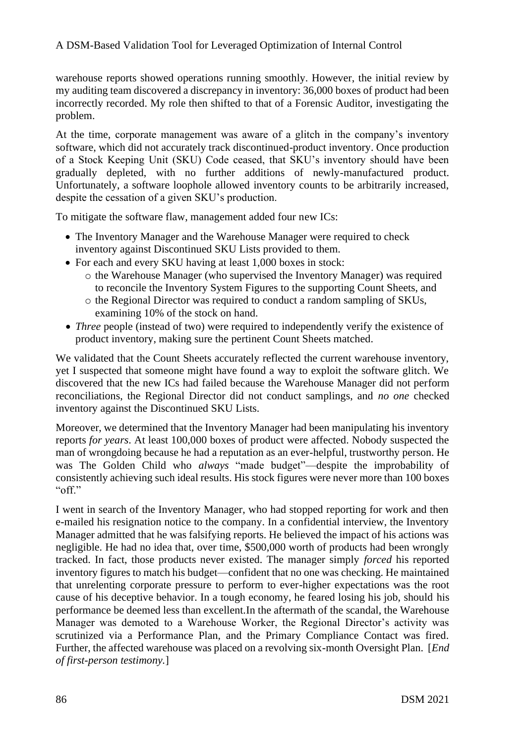warehouse reports showed operations running smoothly. However, the initial review by my auditing team discovered a discrepancy in inventory: 36,000 boxes of product had been incorrectly recorded. My role then shifted to that of a Forensic Auditor, investigating the problem.

At the time, corporate management was aware of a glitch in the company's inventory software, which did not accurately track discontinued-product inventory. Once production of a Stock Keeping Unit (SKU) Code ceased, that SKU's inventory should have been gradually depleted, with no further additions of newly-manufactured product. Unfortunately, a software loophole allowed inventory counts to be arbitrarily increased, despite the cessation of a given SKU's production.

To mitigate the software flaw, management added four new ICs:

- The Inventory Manager and the Warehouse Manager were required to check inventory against Discontinued SKU Lists provided to them.
- For each and every SKU having at least 1,000 boxes in stock:
  - the Warehouse Manager (who supervised the Inventory Manager) was required to reconcile the Inventory System Figures to the supporting Count Sheets, and
  - the Regional Director was required to conduct a random sampling of SKUs, examining 10% of the stock on hand.
- *Three* people (instead of two) were required to independently verify the existence of product inventory, making sure the pertinent Count Sheets matched.

We validated that the Count Sheets accurately reflected the current warehouse inventory, yet I suspected that someone might have found a way to exploit the software glitch. We discovered that the new ICs had failed because the Warehouse Manager did not perform reconciliations, the Regional Director did not conduct samplings, and *no one* checked inventory against the Discontinued SKU Lists.

Moreover, we determined that the Inventory Manager had been manipulating his inventory reports *for years*. At least 100,000 boxes of product were affected. Nobody suspected the man of wrongdoing because he had a reputation as an ever-helpful, trustworthy person. He was The Golden Child who *always* "made budget"—despite the improbability of consistently achieving such ideal results. His stock figures were never more than 100 boxes "off."

I went in search of the Inventory Manager, who had stopped reporting for work and then e-mailed his resignation notice to the company. In a confidential interview, the Inventory Manager admitted that he was falsifying reports. He believed the impact of his actions was negligible. He had no idea that, over time, \$500,000 worth of products had been wrongly tracked. In fact, those products never existed. The manager simply *forced* his reported inventory figures to match his budget—confident that no one was checking. He maintained that unrelenting corporate pressure to perform to ever-higher expectations was the root cause of his deceptive behavior. In a tough economy, he feared losing his job, should his performance be deemed less than excellent.In the aftermath of the scandal, the Warehouse Manager was demoted to a Warehouse Worker, the Regional Director's activity was scrutinized via a Performance Plan, and the Primary Compliance Contact was fired. Further, the affected warehouse was placed on a revolving six-month Oversight Plan. [*End of first-person testimony.*]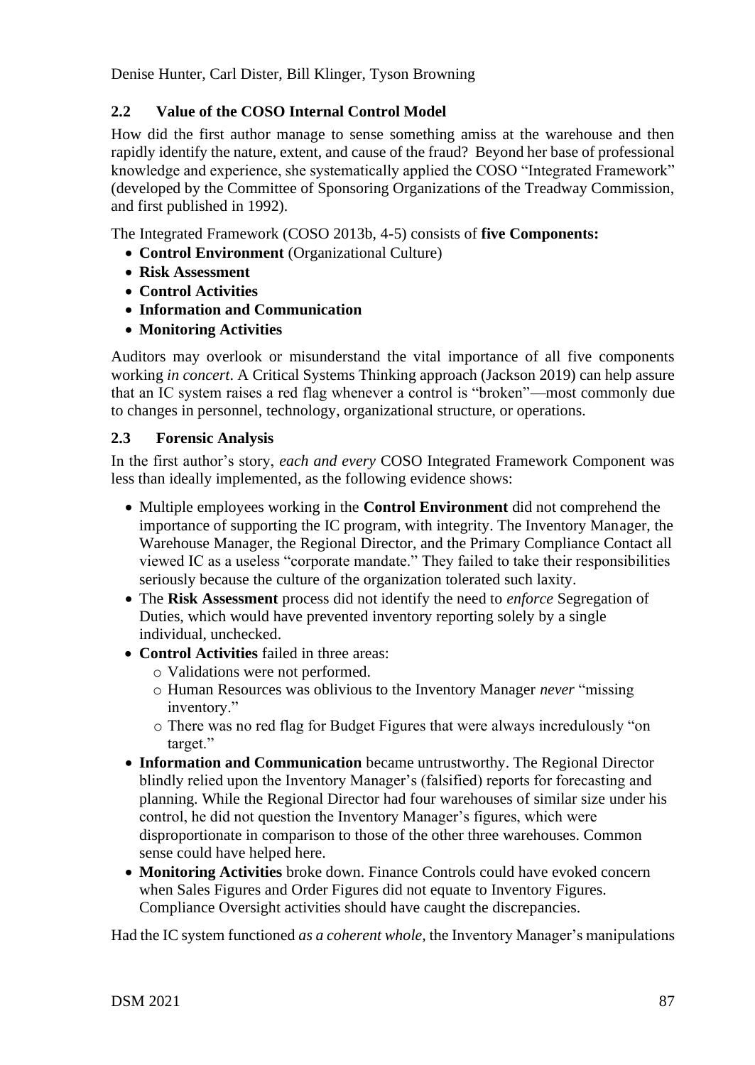## 2.2 Value of the COSO Internal Control Model

How did the first author manage to sense something amiss at the warehouse and then rapidly identify the nature, extent, and cause of the fraud? Beyond her base of professional knowledge and experience, she systematically applied the COSO "Integrated Framework" (developed by the Committee of Sponsoring Organizations of the Treadway Commission, and first published in 1992).

The Integrated Framework (COSO 2013b, 4-5) consists of **five Components:**

- **Control Environment** (Organizational Culture)
- **Risk Assessment**
- **Control Activities**
- **Information and Communication**
- **Monitoring Activities**

Auditors may overlook or misunderstand the vital importance of all five components working *in concert*. A Critical Systems Thinking approach (Jackson 2019) can help assure that an IC system raises a red flag whenever a control is "broken"—most commonly due to changes in personnel, technology, organizational structure, or operations.

## 2.3 Forensic Analysis

In the first author's story, *each and every* COSO Integrated Framework Component was less than ideally implemented, as the following evidence shows:

- Multiple employees working in the **Control Environment** did not comprehend the importance of supporting the IC program, with integrity. The Inventory Manager, the Warehouse Manager, the Regional Director, and the Primary Compliance Contact all viewed IC as a useless "corporate mandate." They failed to take their responsibilities seriously because the culture of the organization tolerated such laxity.
- The **Risk Assessment** process did not identify the need to *enforce* Segregation of Duties, which would have prevented inventory reporting solely by a single individual, unchecked.
- **Control Activities** failed in three areas:
  - Validations were not performed.
  - Human Resources was oblivious to the Inventory Manager *never* "missing inventory."
  - There was no red flag for Budget Figures that were always incredulously "on target."
- **Information and Communication** became untrustworthy. The Regional Director blindly relied upon the Inventory Manager's (falsified) reports for forecasting and planning. While the Regional Director had four warehouses of similar size under his control, he did not question the Inventory Manager's figures, which were disproportionate in comparison to those of the other three warehouses. Common sense could have helped here.
- **Monitoring Activities** broke down. Finance Controls could have evoked concern when Sales Figures and Order Figures did not equate to Inventory Figures. Compliance Oversight activities should have caught the discrepancies.

Had the IC system functioned *as a coherent whole,* the Inventory Manager's manipulations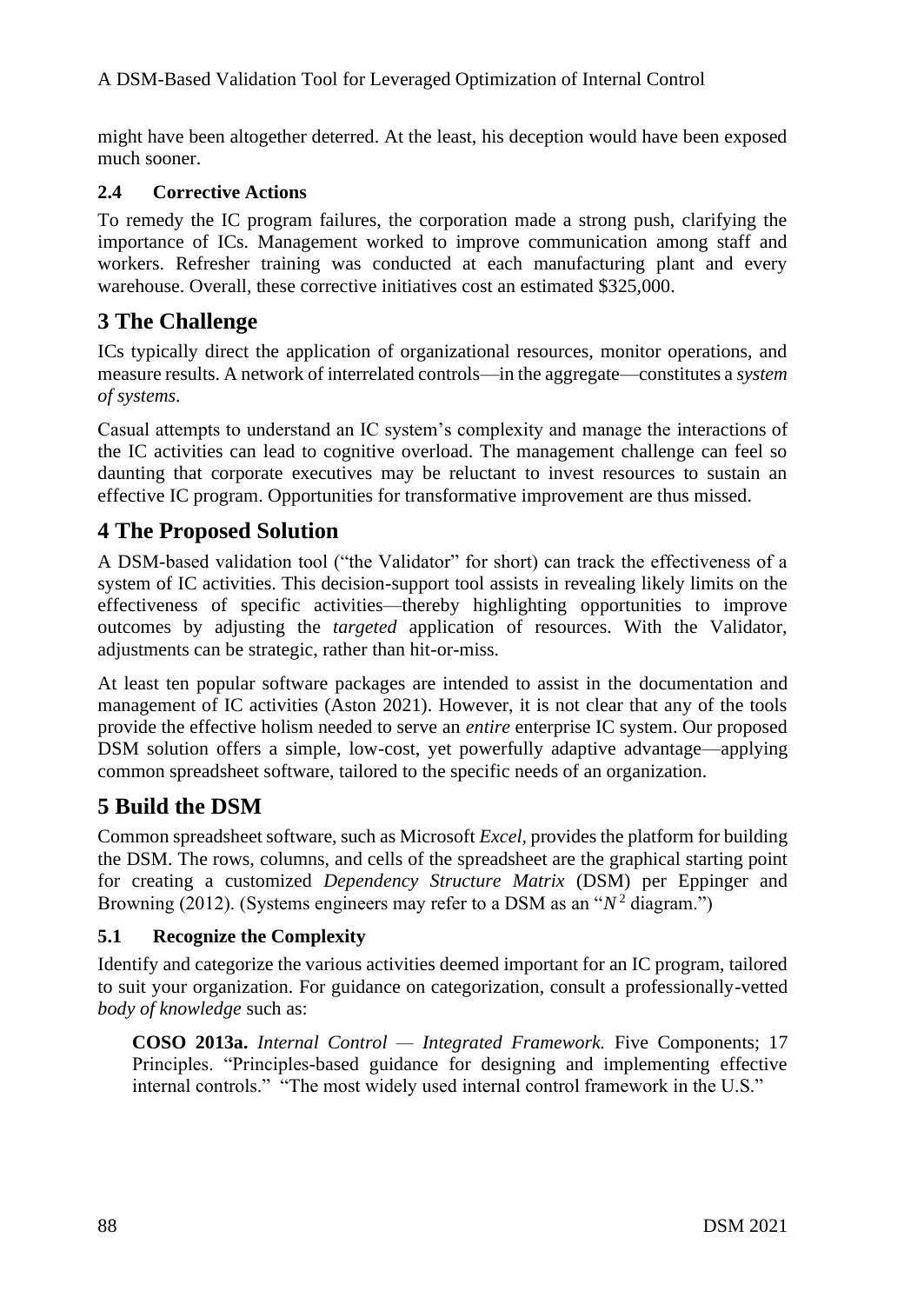might have been altogether deterred. At the least, his deception would have been exposed much sooner.

### 2.4 Corrective Actions

To remedy the IC program failures, the corporation made a strong push, clarifying the importance of ICs. Management worked to improve communication among staff and workers. Refresher training was conducted at each manufacturing plant and every warehouse. Overall, these corrective initiatives cost an estimated $325,000.

## 3 The Challenge

ICs typically direct the application of organizational resources, monitor operations, and measure results. A network of interrelated controls—in the aggregate—constitutes a *system of systems*.

Casual attempts to understand an IC system's complexity and manage the interactions of the IC activities can lead to cognitive overload. The management challenge can feel so daunting that corporate executives may be reluctant to invest resources to sustain an effective IC program. Opportunities for transformative improvement are thus missed.

## 4 The Proposed Solution

A DSM-based validation tool ("the Validator" for short) can track the effectiveness of a system of IC activities. This decision-support tool assists in revealing likely limits on the effectiveness of specific activities—thereby highlighting opportunities to improve outcomes by adjusting the *targeted* application of resources. With the Validator, adjustments can be strategic, rather than hit-or-miss.

At least ten popular software packages are intended to assist in the documentation and management of IC activities (Aston 2021). However, it is not clear that any of the tools provide the effective holism needed to serve an *entire* enterprise IC system. Our proposed DSM solution offers a simple, low-cost, yet powerfully adaptive advantage—applying common spreadsheet software, tailored to the specific needs of an organization.

## 5 Build the DSM

Common spreadsheet software, such as Microsoft *Excel*, provides the platform for building the DSM. The rows, columns, and cells of the spreadsheet are the graphical starting point for creating a customized *Dependency Structure Matrix* (DSM) per Eppinger and Browning (2012). (Systems engineers may refer to a DSM as an "$N^2$ diagram.")

### 5.1 Recognize the Complexity

Identify and categorize the various activities deemed important for an IC program, tailored to suit your organization. For guidance on categorization, consult a professionally-vetted *body of knowledge* such as:

> **COSO 2013a.** *Internal Control — Integrated Framework.* Five Components; 17 Principles. "Principles-based guidance for designing and implementing effective internal controls." "The most widely used internal control framework in the U.S."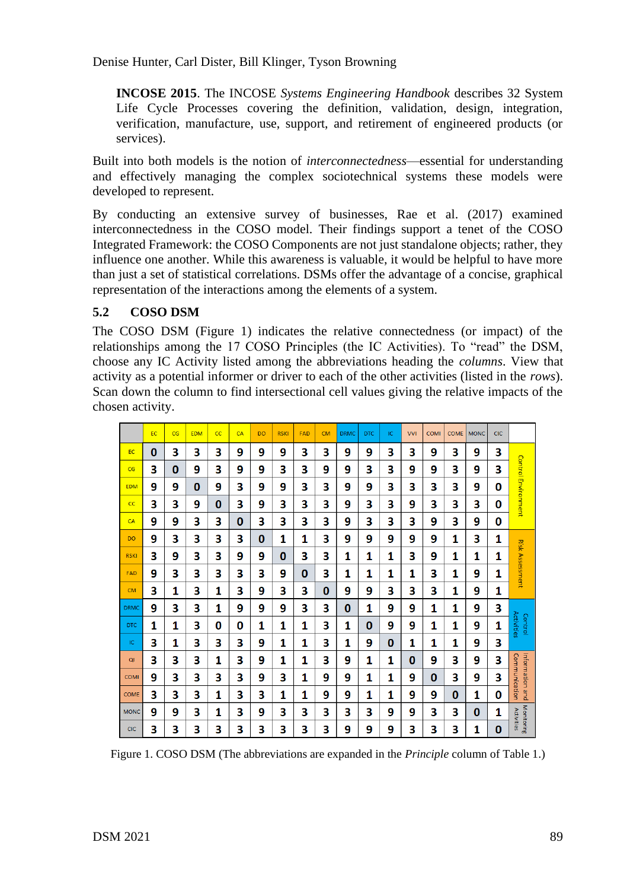**INCOSE 2015**. The INCOSE *Systems Engineering Handbook* describes 32 System Life Cycle Processes covering the definition, validation, design, integration, verification, manufacture, use, support, and retirement of engineered products (or services).

Built into both models is the notion of *interconnectedness*—essential for understanding and effectively managing the complex sociotechnical systems these models were developed to represent.

By conducting an extensive survey of businesses, Rae et al. (2017) examined interconnectedness in the COSO model. Their findings support a tenet of the COSO Integrated Framework: the COSO Components are not just standalone objects; rather, they influence one another. While this awareness is valuable, it would be helpful to have more than just a set of statistical correlations. DSMs offer the advantage of a concise, graphical representation of the interactions among the elements of a system.

## 5.2 COSO DSM

The COSO DSM (Figure 1) indicates the relative connectedness (or impact) of the relationships among the 17 COSO Principles (the IC Activities). To "read" the DSM, choose any IC Activity listed among the abbreviations heading the *columns*. View that activity as a potential informer or driver to each of the other activities (listed in the *rows*). Scan down the column to find intersectional cell values giving the relative impacts of the chosen activity.

| | EC | CG | EDM | CC | CA | DO | RSKI | FAD | CM | DRMC | DTC | IC | QI | COMI | COME | MONC | CIC | |
|---|---|---|---|---|---|---|---|---|---|---|---|---|---|---|---|---|---|---|
| EC | 0 | 3 | 3 | 3 | 9 | 9 | 9 | 3 | 3 | 9 | 9 | 3 | 3 | 9 | 3 | 9 | 3 | Control Environment |
| CG | 3 | 0 | 9 | 3 | 9 | 9 | 3 | 3 | 9 | 9 | 3 | 3 | 9 | 9 | 3 | 9 | 3 | |
| EDM | 9 | 9 | 0 | 9 | 3 | 9 | 9 | 3 | 3 | 9 | 9 | 3 | 3 | 3 | 3 | 9 | 0 | |
| CC | 3 | 3 | 9 | 0 | 3 | 9 | 3 | 3 | 3 | 9 | 3 | 3 | 9 | 3 | 3 | 3 | 0 | |
| CA | 9 | 9 | 3 | 3 | 0 | 3 | 3 | 3 | 3 | 9 | 3 | 3 | 3 | 9 | 3 | 9 | 0 | |
| DO | 9 | 3 | 3 | 3 | 3 | 0 | 1 | 1 | 3 | 9 | 9 | 9 | 9 | 9 | 1 | 3 | 1 | Risk Assessment |
| RSKI | 3 | 9 | 3 | 3 | 9 | 9 | 0 | 3 | 3 | 1 | 1 | 1 | 3 | 9 | 1 | 1 | 1 | |
| FAD | 9 | 3 | 3 | 3 | 3 | 3 | 9 | 0 | 3 | 1 | 1 | 1 | 1 | 3 | 1 | 9 | 1 | |
| CM | 3 | 1 | 3 | 1 | 3 | 9 | 3 | 3 | 0 | 9 | 9 | 3 | 3 | 3 | 1 | 9 | 1 | |
| DRMC | 9 | 3 | 3 | 1 | 9 | 9 | 9 | 3 | 3 | 0 | 1 | 9 | 9 | 1 | 1 | 9 | 3 | Control Activities |
| DTC | 1 | 1 | 3 | 0 | 0 | 1 | 1 | 1 | 3 | 1 | 0 | 9 | 9 | 1 | 1 | 9 | 1 | |
| IC | 3 | 1 | 3 | 3 | 3 | 9 | 1 | 1 | 3 | 1 | 9 | 0 | 1 | 1 | 1 | 9 | 3 | |
| QI | 3 | 3 | 3 | 1 | 3 | 9 | 1 | 1 | 3 | 9 | 1 | 1 | 0 | 9 | 3 | 9 | 3 | Information and Communication |
| COMI | 9 | 3 | 3 | 3 | 3 | 9 | 3 | 1 | 9 | 9 | 1 | 1 | 9 | 0 | 3 | 9 | 3 | |
| COME | 3 | 3 | 3 | 1 | 3 | 3 | 1 | 1 | 9 | 9 | 1 | 1 | 9 | 9 | 0 | 1 | 0 | |
| MONC | 9 | 9 | 3 | 1 | 3 | 9 | 3 | 3 | 3 | 3 | 3 | 9 | 9 | 3 | 3 | 0 | 1 | Monitoring Activities |
| CIC | 3 | 3 | 3 | 3 | 3 | 3 | 3 | 3 | 3 | 9 | 9 | 9 | 3 | 3 | 3 | 1 | 0 | |

Figure 1. COSO DSM (The abbreviations are expanded in the *Principle* column of Table 1.)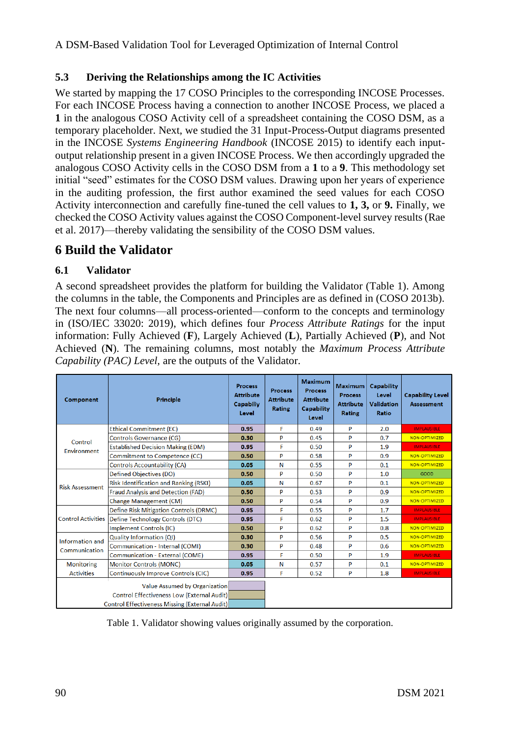### 5.3 Deriving the Relationships among the IC Activities

We started by mapping the 17 COSO Principles to the corresponding INCOSE Processes. For each INCOSE Process having a connection to another INCOSE Process, we placed a **1** in the analogous COSO Activity cell of a spreadsheet containing the COSO DSM, as a temporary placeholder. Next, we studied the 31 Input-Process-Output diagrams presented in the INCOSE *Systems Engineering Handbook* (INCOSE 2015) to identify each input-output relationship present in a given INCOSE Process. We then accordingly upgraded the analogous COSO Activity cells in the COSO DSM from a **1** to a **9**. This methodology set initial "seed" estimates for the COSO DSM values. Drawing upon her years of experience in the auditing profession, the first author examined the seed values for each COSO Activity interconnection and carefully fine-tuned the cell values to **1, 3,** or **9.** Finally, we checked the COSO Activity values against the COSO Component-level survey results (Rae et al. 2017)—thereby validating the sensibility of the COSO DSM values.

## 6 Build the Validator

### 6.1 Validator

A second spreadsheet provides the platform for building the Validator (Table 1). Among the columns in the table, the Components and Principles are as defined in (COSO 2013b). The next four columns—all process-oriented—conform to the concepts and terminology in (ISO/IEC 33020: 2019), which defines four *Process Attribute Ratings* for the input information: Fully Achieved (**F**), Largely Achieved (**L**), Partially Achieved (**P**), and Not Achieved (**N**). The remaining columns, most notably the *Maximum Process Attribute Capability (PAC) Level*, are the outputs of the Validator.

| Component | Principle | Process Attribute Capabiliy Level | Process Attribute Rating | Maximum Process Attribute Capability Level | Maximum Process Attribute Rating | Capability Level Validation Ratio | Capability Level Assessment |
|---|---|---|---|---|---|---|---|
| Control Environment | Ethical Commitment (EC) | 0.95 | F | 0.49 | P | 2.0 | IMPLAUSIBLE |
| | Controls Governance (CG) | 0.30 | P | 0.45 | P | 0.7 | NON-OPTIMIZED |
| | Established Decision Making (EDM) | 0.95 | F | 0.50 | P | 1.9 | IMPLAUSIBLE |
| | Commitment to Competence (CC) | 0.50 | P | 0.58 | P | 0.9 | NON-OPTIMIZED |
| | Controls Accountability (CA) | 0.05 | N | 0.55 | P | 0.1 | NON-OPTIMIZED |
| Risk Assessment | Defined Objectives (DO) | 0.50 | P | 0.50 | P | 1.0 | GOOD |
| | Risk Identification and Ranking (RSKI) | 0.05 | N | 0.67 | P | 0.1 | NON-OPTIMIZED |
| | Fraud Analysis and Detection (FAD) | 0.50 | P | 0.53 | P | 0.9 | NON-OPTIMIZED |
| | Change Management (CM) | 0.50 | P | 0.54 | P | 0.9 | NON-OPTIMIZED |
| Control Activities | Define Risk Mitigation Controls (DRMC) | 0.95 | F | 0.55 | P | 1.7 | IMPLAUSIBLE |
| | Define Technology Controls (DTC) | 0.95 | F | 0.62 | P | 1.5 | IMPLAUSIBLE |
| | Implement Controls (IC) | 0.50 | P | 0.62 | P | 0.8 | NON-OPTIMIZED |
| Information and Communication | Quality Information (QI) | 0.30 | P | 0.56 | P | 0.5 | NON-OPTIMIZED |
| | Communication - Internal (COMI) | 0.30 | P | 0.48 | P | 0.6 | NON-OPTIMIZED |
| | Communication - External (COME) | 0.95 | F | 0.50 | P | 1.9 | IMPLAUSIBLE |
| Monitoring Activities | Monitor Controls (MONC) | 0.05 | N | 0.57 | P | 0.1 | NON-OPTIMIZED |
| | Continuously Improve Controls (CIC) | 0.95 | F | 0.52 | P | 1.8 | IMPLAUSIBLE |

Legend: Value Assumed by Organization; Control Effectiveness Low (External Audit); Control Effectiveness Missing (External Audit)

Table 1. Validator showing values originally assumed by the corporation.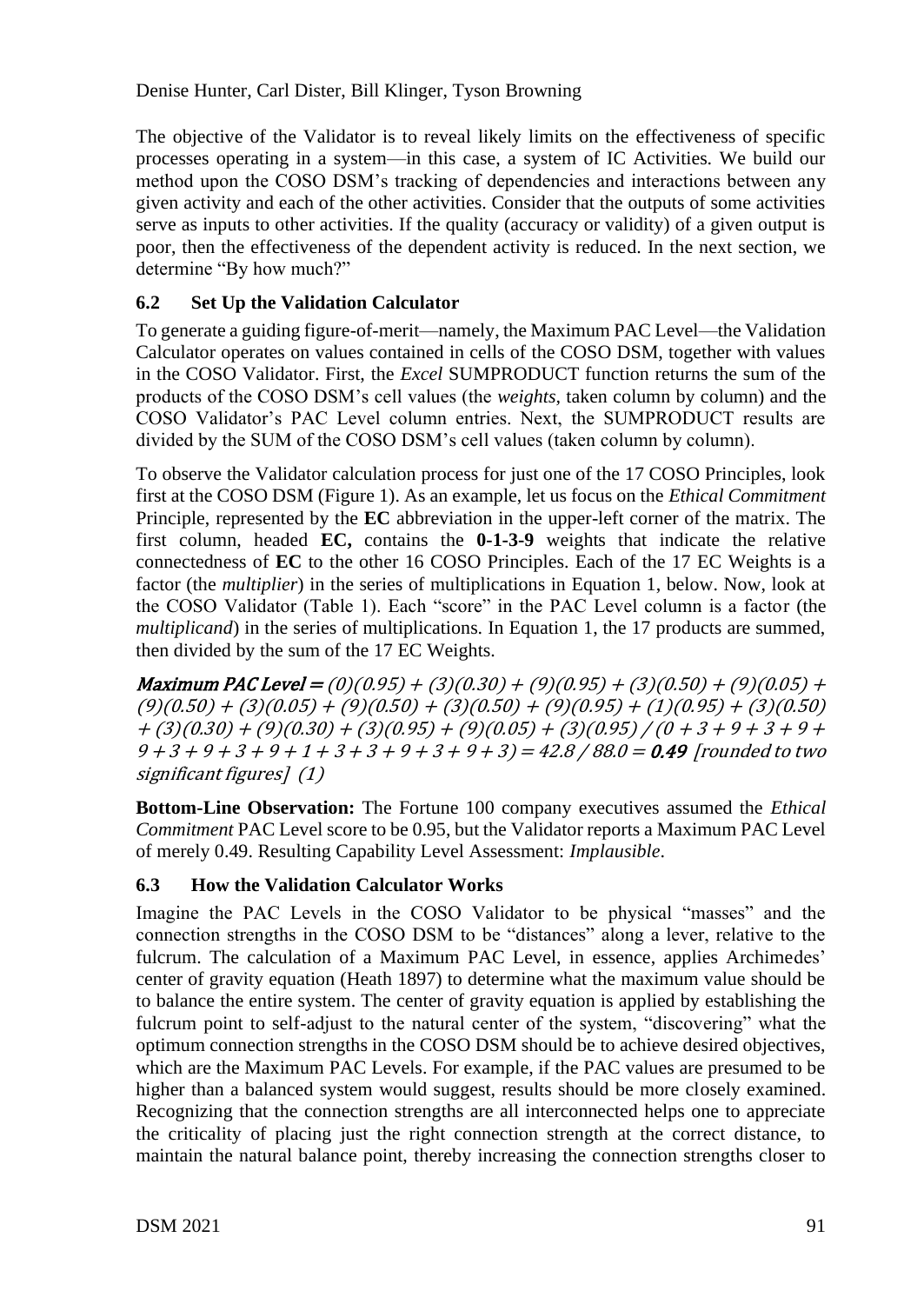The objective of the Validator is to reveal likely limits on the effectiveness of specific processes operating in a system—in this case, a system of IC Activities. We build our method upon the COSO DSM's tracking of dependencies and interactions between any given activity and each of the other activities. Consider that the outputs of some activities serve as inputs to other activities. If the quality (accuracy or validity) of a given output is poor, then the effectiveness of the dependent activity is reduced. In the next section, we determine "By how much?"

### 6.2 Set Up the Validation Calculator

To generate a guiding figure-of-merit—namely, the Maximum PAC Level—the Validation Calculator operates on values contained in cells of the COSO DSM, together with values in the COSO Validator. First, the *Excel* SUMPRODUCT function returns the sum of the products of the COSO DSM's cell values (the *weights*, taken column by column) and the COSO Validator's PAC Level column entries. Next, the SUMPRODUCT results are divided by the SUM of the COSO DSM's cell values (taken column by column).

To observe the Validator calculation process for just one of the 17 COSO Principles, look first at the COSO DSM (Figure 1). As an example, let us focus on the *Ethical Commitment* Principle, represented by the **EC** abbreviation in the upper-left corner of the matrix. The first column, headed **EC,** contains the **0-1-3-9** weights that indicate the relative connectedness of **EC** to the other 16 COSO Principles. Each of the 17 EC Weights is a factor (the *multiplier*) in the series of multiplications in Equation 1, below. Now, look at the COSO Validator (Table 1). Each "score" in the PAC Level column is a factor (the *multiplicand*) in the series of multiplications. In Equation 1, the 17 products are summed, then divided by the sum of the 17 EC Weights.

***Maximum PAC Level*** $= (0)(0.95) + (3)(0.30) + (9)(0.95) + (3)(0.50) + (9)(0.05) + (9)(0.50) + (3)(0.05) + (9)(0.50) + (3)(0.50) + (9)(0.95) + (1)(0.95) + (3)(0.50) + (3)(0.30) + (9)(0.30) + (3)(0.95) + (9)(0.05) + (3)(0.95) \,/\, (0 + 3 + 9 + 3 + 9 + 9 + 3 + 9 + 3 + 9 + 1 + 3 + 3 + 9 + 3 + 9 + 3) = 42.8 \,/\, 88.0 =$ ***0.49*** *[rounded to two significant figures]* (1)

**Bottom-Line Observation:** The Fortune 100 company executives assumed the *Ethical Commitment* PAC Level score to be 0.95, but the Validator reports a Maximum PAC Level of merely 0.49. Resulting Capability Level Assessment: *Implausible*.

### 6.3 How the Validation Calculator Works

Imagine the PAC Levels in the COSO Validator to be physical "masses" and the connection strengths in the COSO DSM to be "distances" along a lever, relative to the fulcrum. The calculation of a Maximum PAC Level, in essence, applies Archimedes' center of gravity equation (Heath 1897) to determine what the maximum value should be to balance the entire system. The center of gravity equation is applied by establishing the fulcrum point to self-adjust to the natural center of the system, "discovering" what the optimum connection strengths in the COSO DSM should be to achieve desired objectives, which are the Maximum PAC Levels. For example, if the PAC values are presumed to be higher than a balanced system would suggest, results should be more closely examined. Recognizing that the connection strengths are all interconnected helps one to appreciate the criticality of placing just the right connection strength at the correct distance, to maintain the natural balance point, thereby increasing the connection strengths closer to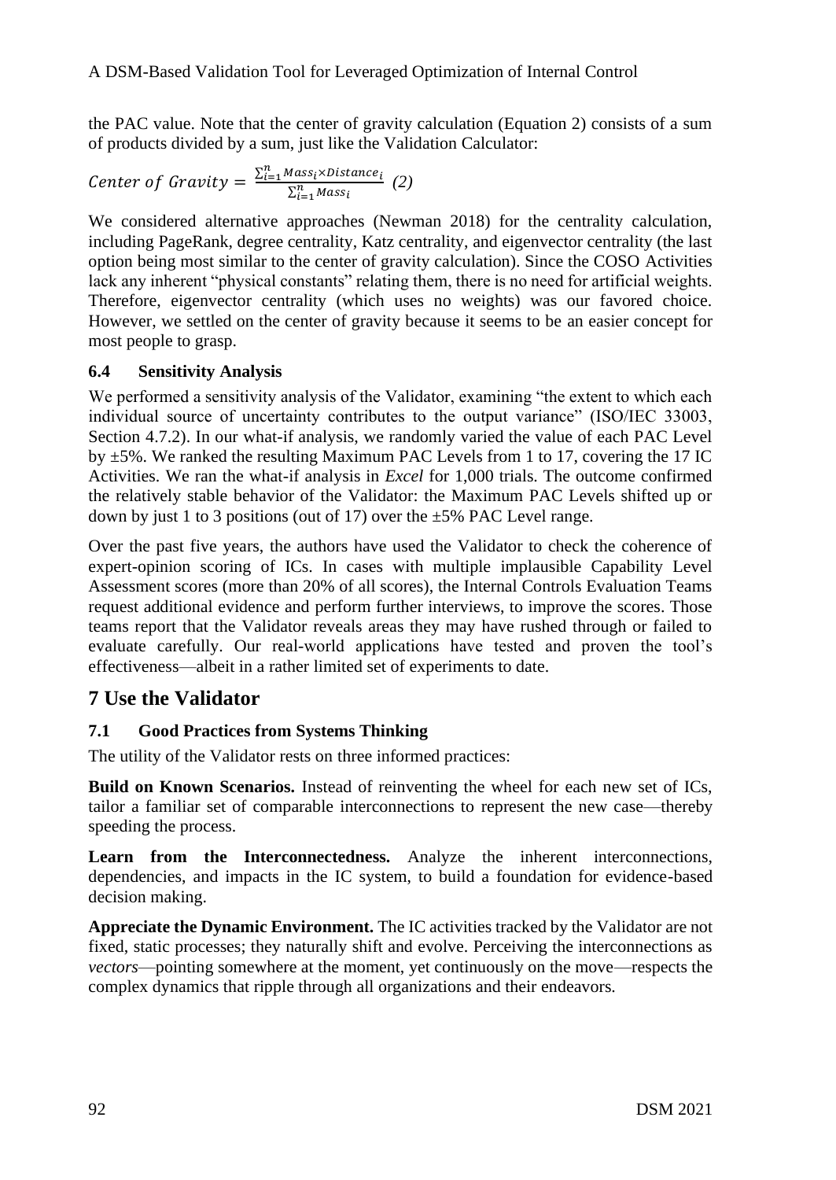the PAC value. Note that the center of gravity calculation (Equation 2) consists of a sum of products divided by a sum, just like the Validation Calculator:

$$Center\ of\ Gravity = \frac{\sum_{i=1}^{n} Mass_i \times Distance_i}{\sum_{i=1}^{n} Mass_i} \quad (2)$$

We considered alternative approaches (Newman 2018) for the centrality calculation, including PageRank, degree centrality, Katz centrality, and eigenvector centrality (the last option being most similar to the center of gravity calculation). Since the COSO Activities lack any inherent "physical constants" relating them, there is no need for artificial weights. Therefore, eigenvector centrality (which uses no weights) was our favored choice. However, we settled on the center of gravity because it seems to be an easier concept for most people to grasp.

### 6.4 Sensitivity Analysis

We performed a sensitivity analysis of the Validator, examining "the extent to which each individual source of uncertainty contributes to the output variance" (ISO/IEC 33003, Section 4.7.2). In our what-if analysis, we randomly varied the value of each PAC Level by ±5%. We ranked the resulting Maximum PAC Levels from 1 to 17, covering the 17 IC Activities. We ran the what-if analysis in *Excel* for 1,000 trials. The outcome confirmed the relatively stable behavior of the Validator: the Maximum PAC Levels shifted up or down by just 1 to 3 positions (out of 17) over the ±5% PAC Level range.

Over the past five years, the authors have used the Validator to check the coherence of expert-opinion scoring of ICs. In cases with multiple implausible Capability Level Assessment scores (more than 20% of all scores), the Internal Controls Evaluation Teams request additional evidence and perform further interviews, to improve the scores. Those teams report that the Validator reveals areas they may have rushed through or failed to evaluate carefully. Our real-world applications have tested and proven the tool's effectiveness—albeit in a rather limited set of experiments to date.

## 7 Use the Validator

### 7.1 Good Practices from Systems Thinking

The utility of the Validator rests on three informed practices:

**Build on Known Scenarios.** Instead of reinventing the wheel for each new set of ICs, tailor a familiar set of comparable interconnections to represent the new case—thereby speeding the process.

**Learn from the Interconnectedness.** Analyze the inherent interconnections, dependencies, and impacts in the IC system, to build a foundation for evidence-based decision making.

**Appreciate the Dynamic Environment.** The IC activities tracked by the Validator are not fixed, static processes; they naturally shift and evolve. Perceiving the interconnections as *vectors*—pointing somewhere at the moment, yet continuously on the move—respects the complex dynamics that ripple through all organizations and their endeavors.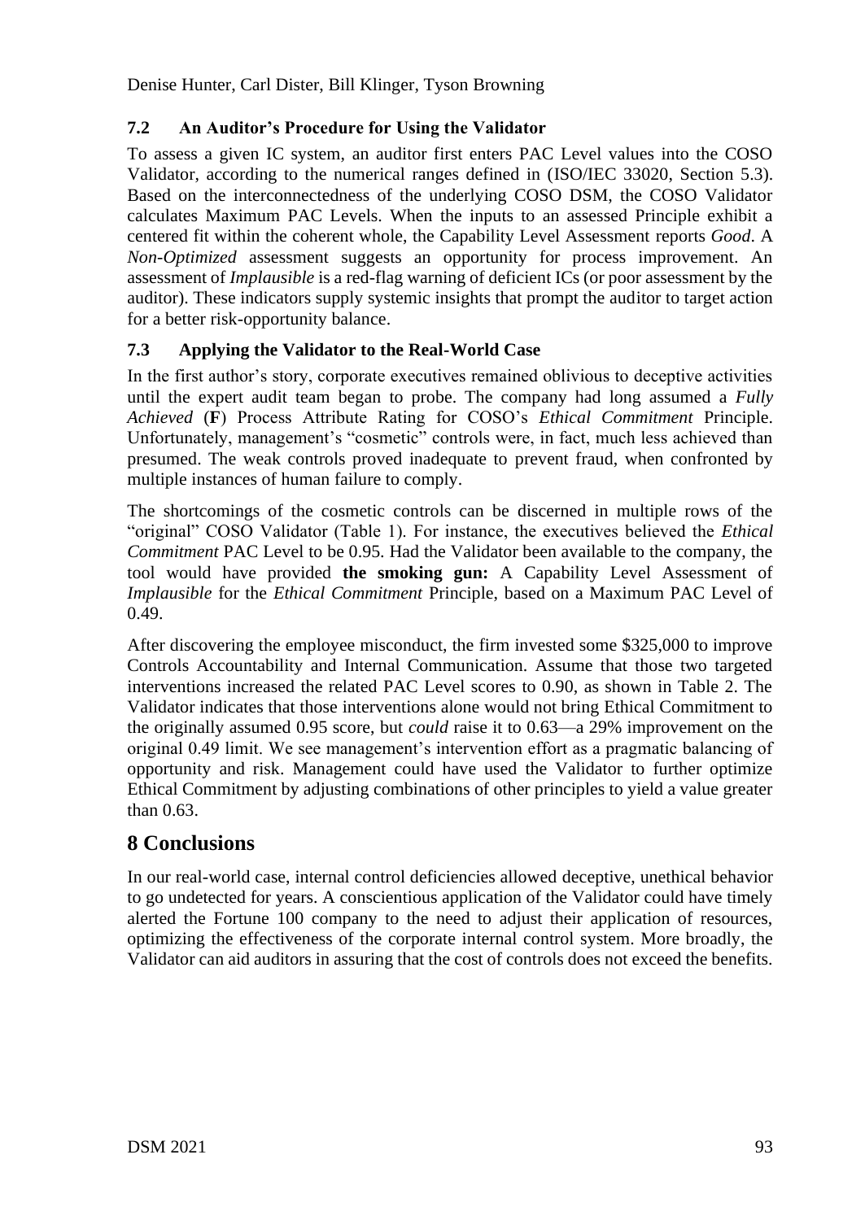### 7.2 An Auditor's Procedure for Using the Validator

To assess a given IC system, an auditor first enters PAC Level values into the COSO Validator, according to the numerical ranges defined in (ISO/IEC 33020, Section 5.3). Based on the interconnectedness of the underlying COSO DSM, the COSO Validator calculates Maximum PAC Levels. When the inputs to an assessed Principle exhibit a centered fit within the coherent whole, the Capability Level Assessment reports *Good*. A *Non-Optimized* assessment suggests an opportunity for process improvement. An assessment of *Implausible* is a red-flag warning of deficient ICs (or poor assessment by the auditor). These indicators supply systemic insights that prompt the auditor to target action for a better risk-opportunity balance.

### 7.3 Applying the Validator to the Real-World Case

In the first author's story, corporate executives remained oblivious to deceptive activities until the expert audit team began to probe. The company had long assumed a *Fully Achieved* (**F**) Process Attribute Rating for COSO's *Ethical Commitment* Principle. Unfortunately, management's "cosmetic" controls were, in fact, much less achieved than presumed. The weak controls proved inadequate to prevent fraud, when confronted by multiple instances of human failure to comply.

The shortcomings of the cosmetic controls can be discerned in multiple rows of the "original" COSO Validator (Table 1). For instance, the executives believed the *Ethical Commitment* PAC Level to be 0.95. Had the Validator been available to the company, the tool would have provided **the smoking gun:** A Capability Level Assessment of *Implausible* for the *Ethical Commitment* Principle, based on a Maximum PAC Level of 0.49.

After discovering the employee misconduct, the firm invested some $325,000 to improve Controls Accountability and Internal Communication. Assume that those two targeted interventions increased the related PAC Level scores to 0.90, as shown in Table 2. The Validator indicates that those interventions alone would not bring Ethical Commitment to the originally assumed 0.95 score, but *could* raise it to 0.63—a 29% improvement on the original 0.49 limit. We see management's intervention effort as a pragmatic balancing of opportunity and risk. Management could have used the Validator to further optimize Ethical Commitment by adjusting combinations of other principles to yield a value greater than 0.63.

## 8 Conclusions

In our real-world case, internal control deficiencies allowed deceptive, unethical behavior to go undetected for years. A conscientious application of the Validator could have timely alerted the Fortune 100 company to the need to adjust their application of resources, optimizing the effectiveness of the corporate internal control system. More broadly, the Validator can aid auditors in assuring that the cost of controls does not exceed the benefits.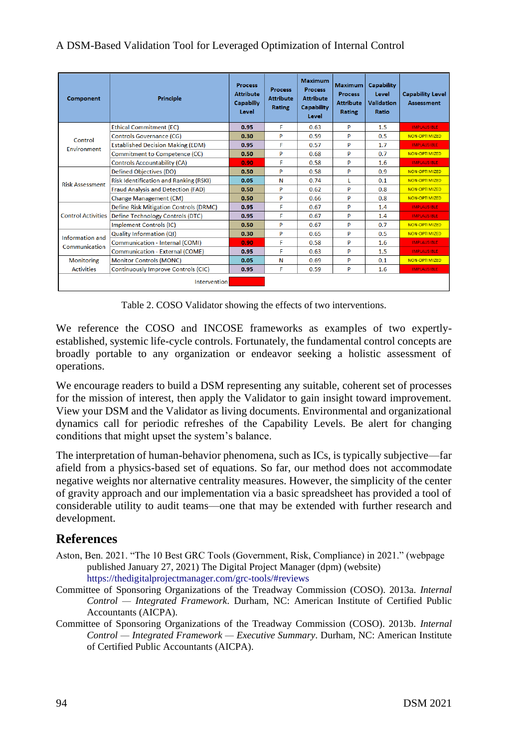| Component | Principle | Process Attribute Capability Level | Process Attribute Rating | Maximum Process Attribute Capability Level | Maximum Process Attribute Rating | Capability Level Validation Ratio | Capability Level Assessment |
|---|---|---|---|---|---|---|---|
| Control Environment | Ethical Commitment (EC) | 0.95 | F | 0.63 | P | 1.5 | IMPLAUSIBLE |
| | Controls Governance (CG) | 0.30 | P | 0.59 | P | 0.5 | NON-OPTIMIZED |
| | Established Decision Making (EDM) | 0.95 | F | 0.57 | P | 1.7 | IMPLAUSIBLE |
| | Commitment to Competence (CC) | 0.50 | P | 0.68 | P | 0.7 | NON-OPTIMIZED |
| | Controls Accountability (CA) | 0.90 | F | 0.58 | P | 1.6 | IMPLAUSIBLE |
| Risk Assessment | Defined Objectives (DO) | 0.50 | P | 0.58 | P | 0.9 | NON-OPTIMIZED |
| | Risk Identification and Ranking (RSKI) | 0.05 | N | 0.74 | L | 0.1 | NON-OPTIMIZED |
| | Fraud Analysis and Detection (FAD) | 0.50 | P | 0.62 | P | 0.8 | NON-OPTIMIZED |
| | Change Management (CM) | 0.50 | P | 0.66 | P | 0.8 | NON-OPTIMIZED |
| Control Activities | Define Risk Mitigation Controls (DRMC) | 0.95 | F | 0.67 | P | 1.4 | IMPLAUSIBLE |
| | Define Technology Controls (DTC) | 0.95 | F | 0.67 | P | 1.4 | IMPLAUSIBLE |
| | Implement Controls (IC) | 0.50 | P | 0.67 | P | 0.7 | NON-OPTIMIZED |
| Information and Communication | Quality Information (QI) | 0.30 | P | 0.65 | P | 0.5 | NON-OPTIMIZED |
| | Communication - Internal (COMI) | 0.90 | F | 0.58 | P | 1.6 | IMPLAUSIBLE |
| | Communication - External (COME) | 0.95 | F | 0.63 | P | 1.5 | IMPLAUSIBLE |
| Monitoring Activities | Monitor Controls (MONC) | 0.05 | N | 0.69 | P | 0.1 | NON-OPTIMIZED |
| | Continuously Improve Controls (CIC) | 0.95 | F | 0.59 | P | 1.6 | IMPLAUSIBLE |
| | Intervention | | | | | | |

Table 2. COSO Validator showing the effects of two interventions.

We reference the COSO and INCOSE frameworks as examples of two expertly-established, systemic life-cycle controls. Fortunately, the fundamental control concepts are broadly portable to any organization or endeavor seeking a holistic assessment of operations.

We encourage readers to build a DSM representing any suitable, coherent set of processes for the mission of interest, then apply the Validator to gain insight toward improvement. View your DSM and the Validator as living documents. Environmental and organizational dynamics call for periodic refreshes of the Capability Levels. Be alert for changing conditions that might upset the system's balance.

The interpretation of human-behavior phenomena, such as ICs, is typically subjective—far afield from a physics-based set of equations. So far, our method does not accommodate negative weights nor alternative centrality measures. However, the simplicity of the center of gravity approach and our implementation via a basic spreadsheet has provided a tool of considerable utility to audit teams—one that may be extended with further research and development.

## References

Aston, Ben. 2021. "The 10 Best GRC Tools (Government, Risk, Compliance) in 2021." (webpage published January 27, 2021) The Digital Project Manager (dpm) (website) https://thedigitalprojectmanager.com/grc-tools/#reviews

Committee of Sponsoring Organizations of the Treadway Commission (COSO). 2013a. *Internal Control — Integrated Framework*. Durham, NC: American Institute of Certified Public Accountants (AICPA).

Committee of Sponsoring Organizations of the Treadway Commission (COSO). 2013b. *Internal Control — Integrated Framework — Executive Summary*. Durham, NC: American Institute of Certified Public Accountants (AICPA).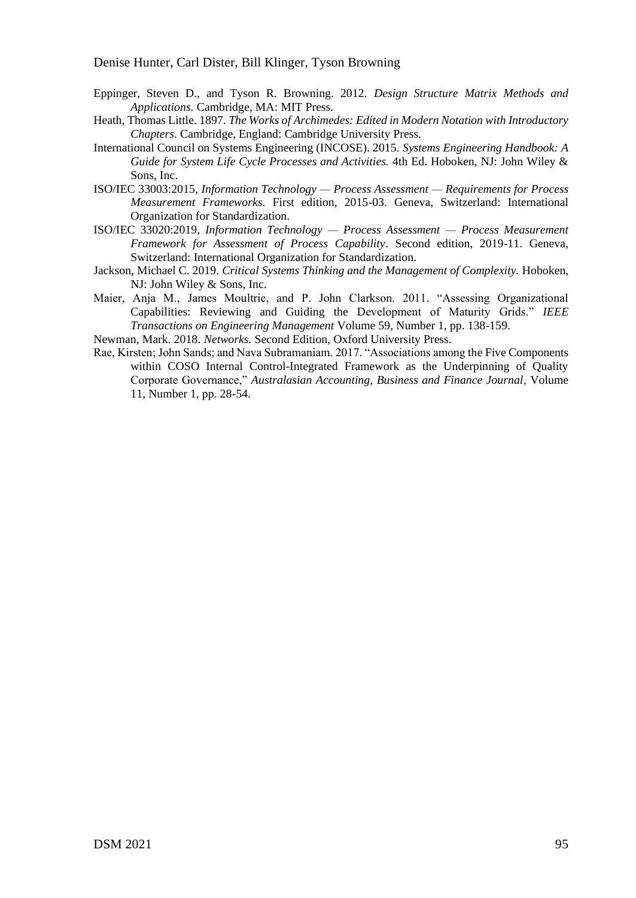Eppinger, Steven D., and Tyson R. Browning. 2012. *Design Structure Matrix Methods and Applications.* Cambridge, MA: MIT Press.

Heath, Thomas Little. 1897. *The Works of Archimedes: Edited in Modern Notation with Introductory Chapters*. Cambridge, England: Cambridge University Press.

International Council on Systems Engineering (INCOSE). 2015. *Systems Engineering Handbook: A Guide for System Life Cycle Processes and Activities.* 4th Ed. Hoboken, NJ: John Wiley & Sons, Inc.

ISO/IEC 33003:2015, *Information Technology — Process Assessment — Requirements for Process Measurement Frameworks*. First edition, 2015-03. Geneva, Switzerland: International Organization for Standardization.

ISO/IEC 33020:2019, *Information Technology — Process Assessment — Process Measurement Framework for Assessment of Process Capability*. Second edition, 2019-11. Geneva, Switzerland: International Organization for Standardization.

Jackson, Michael C. 2019. *Critical Systems Thinking and the Management of Complexity.* Hoboken, NJ: John Wiley & Sons, Inc.

Maier, Anja M., James Moultrie, and P. John Clarkson. 2011. "Assessing Organizational Capabilities: Reviewing and Guiding the Development of Maturity Grids." *IEEE Transactions on Engineering Management* Volume 59, Number 1, pp. 138-159.

Newman, Mark. 2018. *Networks.* Second Edition, Oxford University Press.

Rae, Kirsten; John Sands; and Nava Subramaniam. 2017. "Associations among the Five Components within COSO Internal Control-Integrated Framework as the Underpinning of Quality Corporate Governance," *Australasian Accounting, Business and Finance Journal*, Volume 11, Number 1, pp. 28-54.